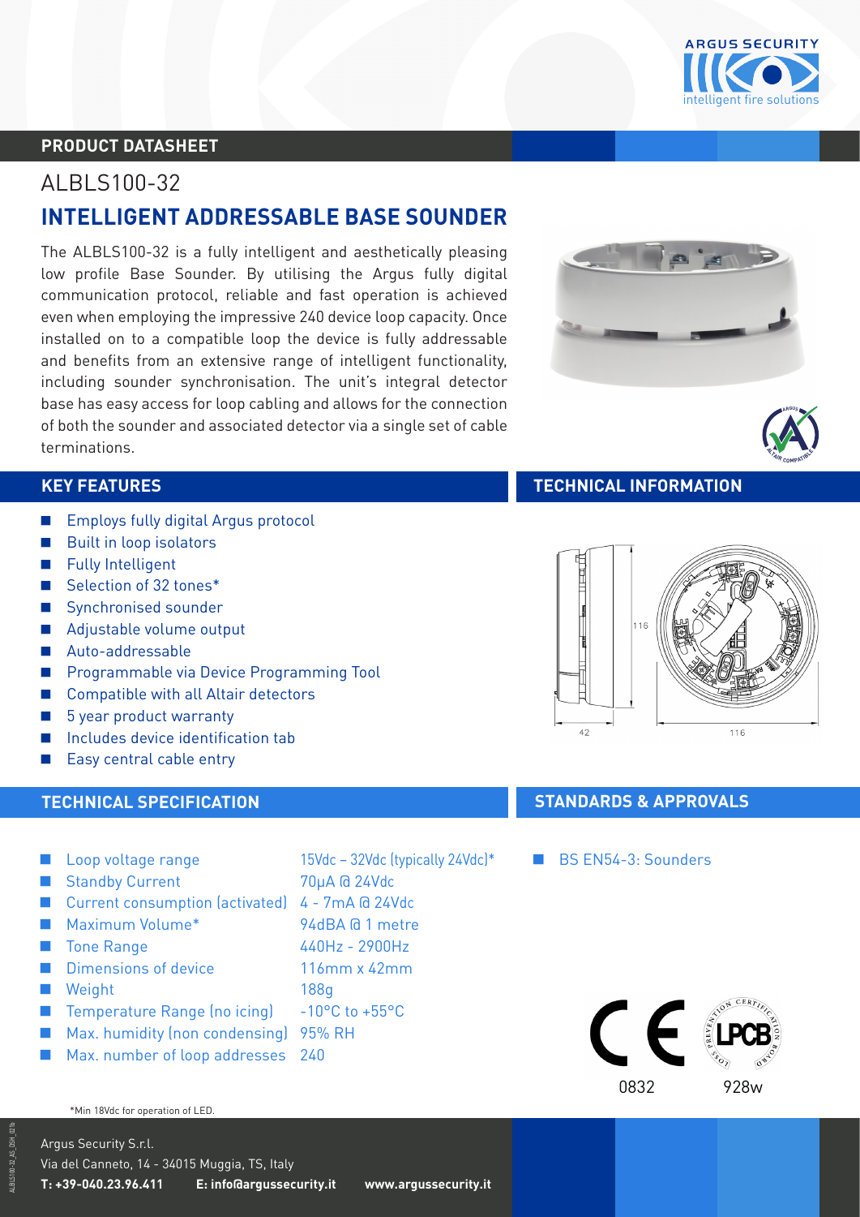ARGUS SECURITY
intelligent fire solutions

PRODUCT DATASHEET

# ALBLS100-32

## INTELLIGENT ADDRESSABLE BASE SOUNDER

The ALBLS100-32 is a fully intelligent and aesthetically pleasing low profile Base Sounder. By utilising the Argus fully digital communication protocol, reliable and fast operation is achieved even when employing the impressive 240 device loop capacity. Once installed on to a compatible loop the device is fully addressable and benefits from an extensive range of intelligent functionality, including sounder synchronisation. The unit's integral detector base has easy access for loop cabling and allows for the connection of both the sounder and associated detector via a single set of cable terminations.

## KEY FEATURES

- Employs fully digital Argus protocol
- Built in loop isolators
- Fully Intelligent
- Selection of 32 tones*
- Synchronised sounder
- Adjustable volume output
- Auto-addressable
- Programmable via Device Programming Tool
- Compatible with all Altair detectors
- 5 year product warranty
- Includes device identification tab
- Easy central cable entry

## TECHNICAL INFORMATION

116

42

116

## TECHNICAL SPECIFICATION

| | |
|---|---|
| Loop voltage range | 15Vdc – 32Vdc (typically 24Vdc)* |
| Standby Current | 70µA @ 24Vdc |
| Current consumption (activated) | 4 - 7mA @ 24Vdc |
| Maximum Volume* | 94dBA @ 1 metre |
| Tone Range | 440Hz - 2900Hz |
| Dimensions of device | 116mm x 42mm |
| Weight | 188g |
| Temperature Range (no icing) | -10°C to +55°C |
| Max. humidity (non condensing) | 95% RH |
| Max. number of loop addresses | 240 |

*Min 18Vdc for operation of LED.

## STANDARDS & APPROVALS

- BS EN54-3: Sounders

0832

928w

Argus Security S.r.l.
Via del Canneto, 14 - 34015 Muggia, TS, Italy
**T: +39-040.23.96.411** **E: info@argussecurity.it** **www.argussecurity.it**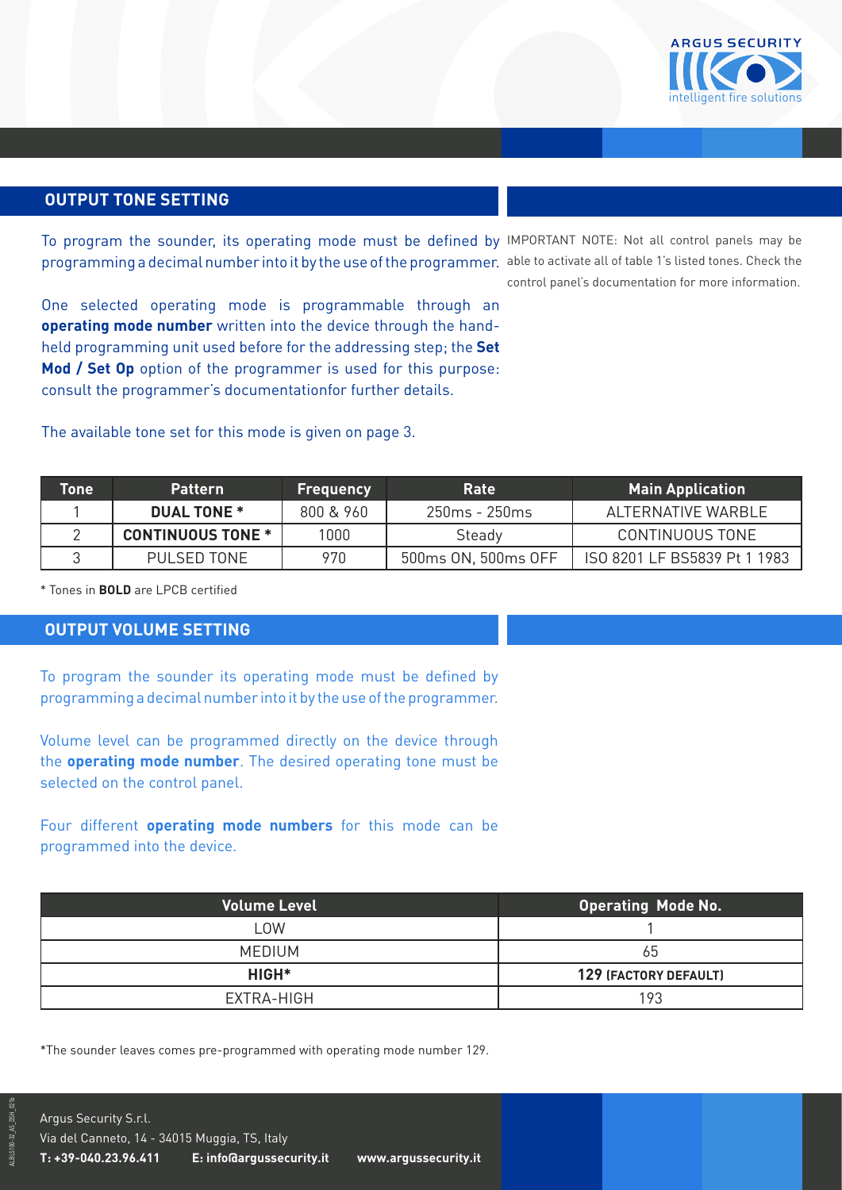## OUTPUT TONE SETTING

To program the sounder, its operating mode must be defined by programming a decimal number into it by the use of the programmer.

One selected operating mode is programmable through an **operating mode number** written into the device through the hand-held programming unit used before for the addressing step; the **Set Mod / Set Op** option of the programmer is used for this purpose: consult the programmer's documentationfor further details.

The available tone set for this mode is given on page 3.

IMPORTANT NOTE: Not all control panels may be able to activate all of table 1's listed tones. Check the control panel's documentation for more information.

| Tone | Pattern | Frequency | Rate | Main Application |
|---|---|---|---|---|
| 1 | **DUAL TONE *** | 800 & 960 | 250ms - 250ms | ALTERNATIVE WARBLE |
| 2 | **CONTINUOUS TONE *** | 1000 | Steady | CONTINUOUS TONE |
| 3 | PULSED TONE | 970 | 500ms ON, 500ms OFF | ISO 8201 LF BS5839 Pt 1 1983 |

* Tones in **BOLD** are LPCB certified

## OUTPUT VOLUME SETTING

To program the sounder its operating mode must be defined by programming a decimal number into it by the use of the programmer.

Volume level can be programmed directly on the device through the **operating mode number**. The desired operating tone must be selected on the control panel.

Four different **operating mode numbers** for this mode can be programmed into the device.

| Volume Level | Operating Mode No. |
|---|---|
| LOW | 1 |
| MEDIUM | 65 |
| **HIGH*** | **129 (FACTORY DEFAULT)** |
| EXTRA-HIGH | 193 |

*The sounder leaves comes pre-programmed with operating mode number 129.

Argus Security S.r.l.
Via del Canneto, 14 - 34015 Muggia, TS, Italy
**T: +39-040.23.96.411** **E: info@argussecurity.it** **www.argussecurity.it**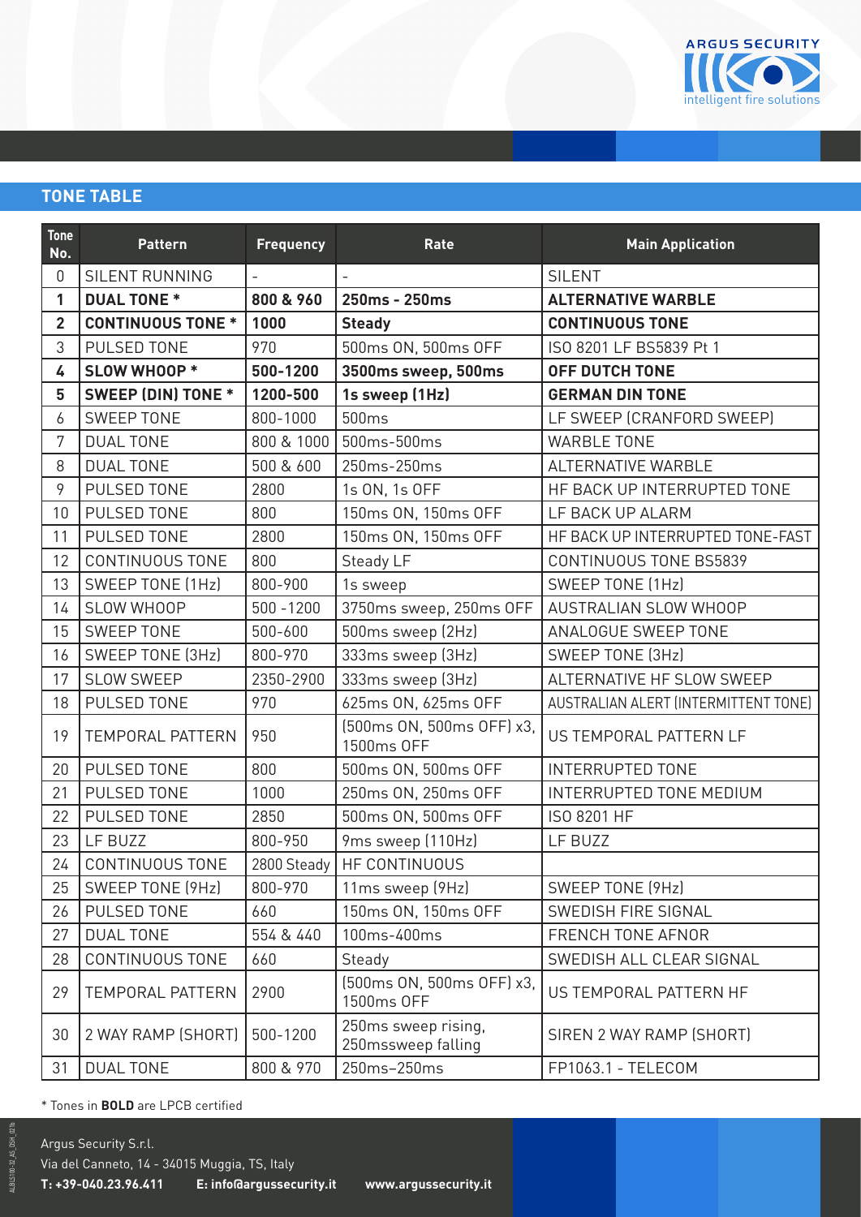## TONE TABLE

| Tone No. | Pattern | Frequency | Rate | Main Application |
|---|---|---|---|---|
| 0 | SILENT RUNNING | - | - | SILENT |
| **1** | **DUAL TONE *** | **800 & 960** | **250ms - 250ms** | **ALTERNATIVE WARBLE** |
| **2** | **CONTINUOUS TONE *** | **1000** | **Steady** | **CONTINUOUS TONE** |
| 3 | PULSED TONE | 970 | 500ms ON, 500ms OFF | ISO 8201 LF BS5839 Pt 1 |
| **4** | **SLOW WHOOP *** | **500-1200** | **3500ms sweep, 500ms** | **OFF DUTCH TONE** |
| **5** | **SWEEP (DIN) TONE *** | **1200-500** | **1s sweep (1Hz)** | **GERMAN DIN TONE** |
| 6 | SWEEP TONE | 800-1000 | 500ms | LF SWEEP (CRANFORD SWEEP) |
| 7 | DUAL TONE | 800 & 1000 | 500ms-500ms | WARBLE TONE |
| 8 | DUAL TONE | 500 & 600 | 250ms-250ms | ALTERNATIVE WARBLE |
| 9 | PULSED TONE | 2800 | 1s ON, 1s OFF | HF BACK UP INTERRUPTED TONE |
| 10 | PULSED TONE | 800 | 150ms ON, 150ms OFF | LF BACK UP ALARM |
| 11 | PULSED TONE | 2800 | 150ms ON, 150ms OFF | HF BACK UP INTERRUPTED TONE-FAST |
| 12 | CONTINUOUS TONE | 800 | Steady LF | CONTINUOUS TONE BS5839 |
| 13 | SWEEP TONE (1Hz) | 800-900 | 1s sweep | SWEEP TONE (1Hz) |
| 14 | SLOW WHOOP | 500 -1200 | 3750ms sweep, 250ms OFF | AUSTRALIAN SLOW WHOOP |
| 15 | SWEEP TONE | 500-600 | 500ms sweep (2Hz) | ANALOGUE SWEEP TONE |
| 16 | SWEEP TONE (3Hz) | 800-970 | 333ms sweep (3Hz) | SWEEP TONE (3Hz) |
| 17 | SLOW SWEEP | 2350-2900 | 333ms sweep (3Hz) | ALTERNATIVE HF SLOW SWEEP |
| 18 | PULSED TONE | 970 | 625ms ON, 625ms OFF | AUSTRALIAN ALERT (INTERMITTENT TONE) |
| 19 | TEMPORAL PATTERN | 950 | (500ms ON, 500ms OFF) x3, 1500ms OFF | US TEMPORAL PATTERN LF |
| 20 | PULSED TONE | 800 | 500ms ON, 500ms OFF | INTERRUPTED TONE |
| 21 | PULSED TONE | 1000 | 250ms ON, 250ms OFF | INTERRUPTED TONE MEDIUM |
| 22 | PULSED TONE | 2850 | 500ms ON, 500ms OFF | ISO 8201 HF |
| 23 | LF BUZZ | 800-950 | 9ms sweep (110Hz) | LF BUZZ |
| 24 | CONTINUOUS TONE | 2800 Steady | HF CONTINUOUS | |
| 25 | SWEEP TONE (9Hz) | 800-970 | 11ms sweep (9Hz) | SWEEP TONE (9Hz) |
| 26 | PULSED TONE | 660 | 150ms ON, 150ms OFF | SWEDISH FIRE SIGNAL |
| 27 | DUAL TONE | 554 & 440 | 100ms-400ms | FRENCH TONE AFNOR |
| 28 | CONTINUOUS TONE | 660 | Steady | SWEDISH ALL CLEAR SIGNAL |
| 29 | TEMPORAL PATTERN | 2900 | (500ms ON, 500ms OFF) x3, 1500ms OFF | US TEMPORAL PATTERN HF |
| 30 | 2 WAY RAMP (SHORT) | 500-1200 | 250ms sweep rising, 250mssweep falling | SIREN 2 WAY RAMP (SHORT) |
| 31 | DUAL TONE | 800 & 970 | 250ms–250ms | FP1063.1 - TELECOM |

* Tones in **BOLD** are LPCB certified

Argus Security S.r.l.
Via del Canneto, 14 - 34015 Muggia, TS, Italy
**T: +39-040.23.96.411** **E: info@argussecurity.it** **www.argussecurity.it**